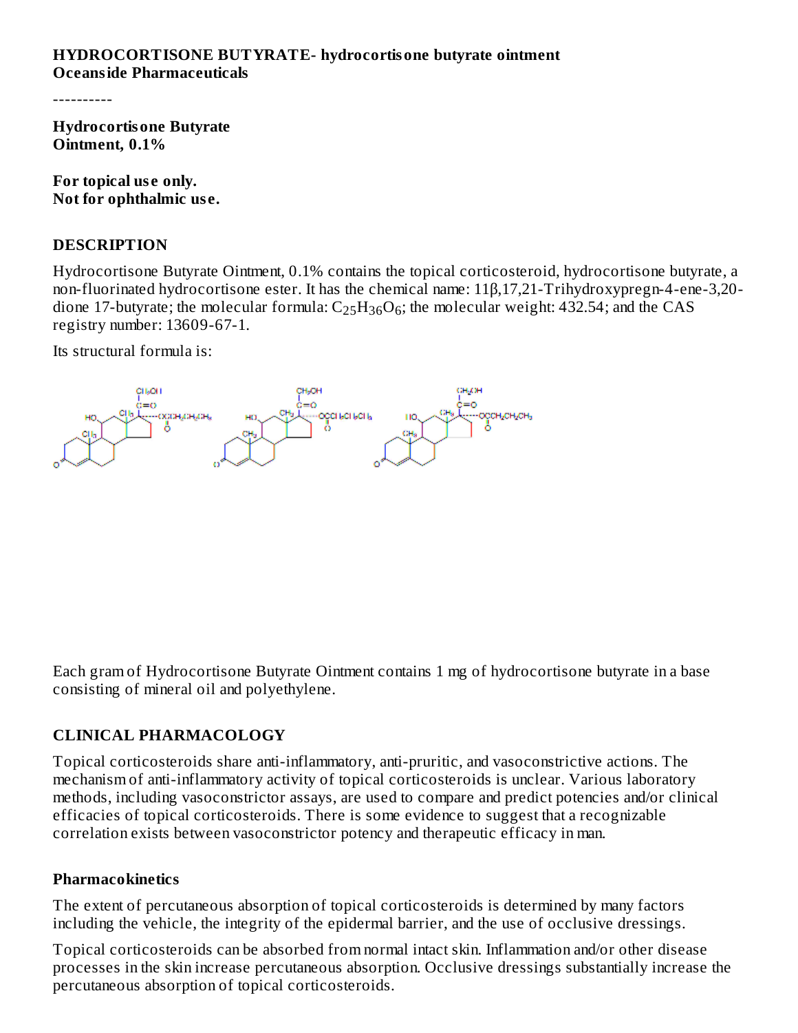**HYDROCORTISONE BUTYRATE- hydrocortisone butyrate ointment**
**Oceanside Pharmaceuticals**

----------

**Hydrocortisone Butyrate**
**Ointment, 0.1%**

**For topical use only.**
**Not for ophthalmic use.**

## DESCRIPTION

Hydrocortisone Butyrate Ointment, 0.1% contains the topical corticosteroid, hydrocortisone butyrate, a non-fluorinated hydrocortisone ester. It has the chemical name: 11β,17,21-Trihydroxypregn-4-ene-3,20-dione 17-butyrate; the molecular formula: $C_{25}H_{36}O_6$; the molecular weight: 432.54; and the CAS registry number: 13609-67-1.

Its structural formula is:

Each gram of Hydrocortisone Butyrate Ointment contains 1 mg of hydrocortisone butyrate in a base consisting of mineral oil and polyethylene.

## CLINICAL PHARMACOLOGY

Topical corticosteroids share anti-inflammatory, anti-pruritic, and vasoconstrictive actions. The mechanism of anti-inflammatory activity of topical corticosteroids is unclear. Various laboratory methods, including vasoconstrictor assays, are used to compare and predict potencies and/or clinical efficacies of topical corticosteroids. There is some evidence to suggest that a recognizable correlation exists between vasoconstrictor potency and therapeutic efficacy in man.

### Pharmacokinetics

The extent of percutaneous absorption of topical corticosteroids is determined by many factors including the vehicle, the integrity of the epidermal barrier, and the use of occlusive dressings.

Topical corticosteroids can be absorbed from normal intact skin. Inflammation and/or other disease processes in the skin increase percutaneous absorption. Occlusive dressings substantially increase the percutaneous absorption of topical corticosteroids.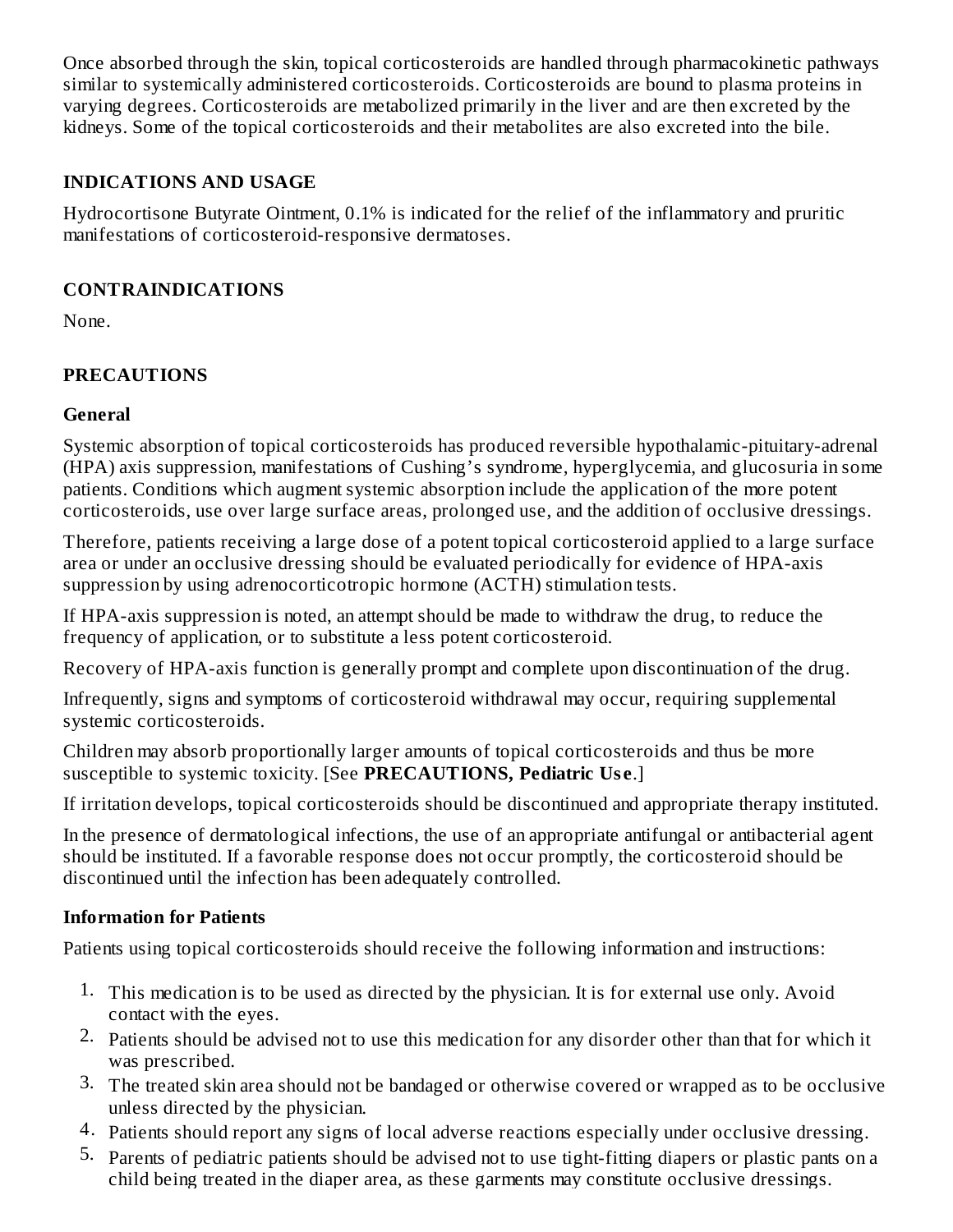Once absorbed through the skin, topical corticosteroids are handled through pharmacokinetic pathways similar to systemically administered corticosteroids. Corticosteroids are bound to plasma proteins in varying degrees. Corticosteroids are metabolized primarily in the liver and are then excreted by the kidneys. Some of the topical corticosteroids and their metabolites are also excreted into the bile.

## INDICATIONS AND USAGE

Hydrocortisone Butyrate Ointment, 0.1% is indicated for the relief of the inflammatory and pruritic manifestations of corticosteroid-responsive dermatoses.

## CONTRAINDICATIONS

None.

## PRECAUTIONS

### General

Systemic absorption of topical corticosteroids has produced reversible hypothalamic-pituitary-adrenal (HPA) axis suppression, manifestations of Cushing's syndrome, hyperglycemia, and glucosuria in some patients. Conditions which augment systemic absorption include the application of the more potent corticosteroids, use over large surface areas, prolonged use, and the addition of occlusive dressings.

Therefore, patients receiving a large dose of a potent topical corticosteroid applied to a large surface area or under an occlusive dressing should be evaluated periodically for evidence of HPA-axis suppression by using adrenocorticotropic hormone (ACTH) stimulation tests.

If HPA-axis suppression is noted, an attempt should be made to withdraw the drug, to reduce the frequency of application, or to substitute a less potent corticosteroid.

Recovery of HPA-axis function is generally prompt and complete upon discontinuation of the drug.

Infrequently, signs and symptoms of corticosteroid withdrawal may occur, requiring supplemental systemic corticosteroids.

Children may absorb proportionally larger amounts of topical corticosteroids and thus be more susceptible to systemic toxicity. [See **PRECAUTIONS, Pediatric Use**.]

If irritation develops, topical corticosteroids should be discontinued and appropriate therapy instituted.

In the presence of dermatological infections, the use of an appropriate antifungal or antibacterial agent should be instituted. If a favorable response does not occur promptly, the corticosteroid should be discontinued until the infection has been adequately controlled.

### Information for Patients

Patients using topical corticosteroids should receive the following information and instructions:

1. This medication is to be used as directed by the physician. It is for external use only. Avoid contact with the eyes.
2. Patients should be advised not to use this medication for any disorder other than that for which it was prescribed.
3. The treated skin area should not be bandaged or otherwise covered or wrapped as to be occlusive unless directed by the physician.
4. Patients should report any signs of local adverse reactions especially under occlusive dressing.
5. Parents of pediatric patients should be advised not to use tight-fitting diapers or plastic pants on a child being treated in the diaper area, as these garments may constitute occlusive dressings.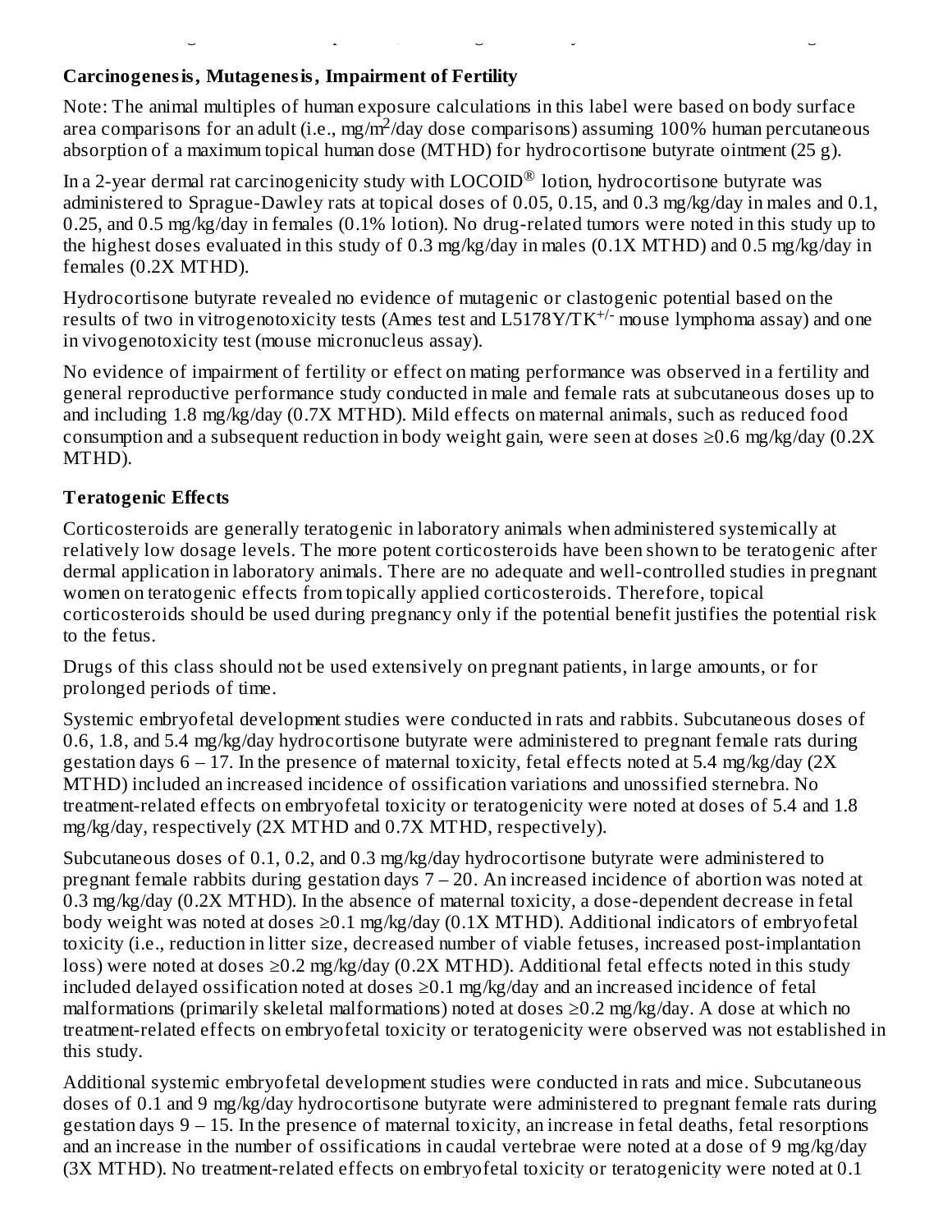**Carcinogenesis, Mutagenesis, Impairment of Fertility**

Note: The animal multiples of human exposure calculations in this label were based on body surface area comparisons for an adult (i.e., mg/m$^2$/day dose comparisons) assuming 100% human percutaneous absorption of a maximum topical human dose (MTHD) for hydrocortisone butyrate ointment (25 g).

In a 2-year dermal rat carcinogenicity study with LOCOID® lotion, hydrocortisone butyrate was administered to Sprague-Dawley rats at topical doses of 0.05, 0.15, and 0.3 mg/kg/day in males and 0.1, 0.25, and 0.5 mg/kg/day in females (0.1% lotion). No drug-related tumors were noted in this study up to the highest doses evaluated in this study of 0.3 mg/kg/day in males (0.1X MTHD) and 0.5 mg/kg/day in females (0.2X MTHD).

Hydrocortisone butyrate revealed no evidence of mutagenic or clastogenic potential based on the results of two in vitrogenotoxicity tests (Ames test and L5178Y/TK$^{+/-}$ mouse lymphoma assay) and one in vivogenotoxicity test (mouse micronucleus assay).

No evidence of impairment of fertility or effect on mating performance was observed in a fertility and general reproductive performance study conducted in male and female rats at subcutaneous doses up to and including 1.8 mg/kg/day (0.7X MTHD). Mild effects on maternal animals, such as reduced food consumption and a subsequent reduction in body weight gain, were seen at doses ≥0.6 mg/kg/day (0.2X MTHD).

**Teratogenic Effects**

Corticosteroids are generally teratogenic in laboratory animals when administered systemically at relatively low dosage levels. The more potent corticosteroids have been shown to be teratogenic after dermal application in laboratory animals. There are no adequate and well-controlled studies in pregnant women on teratogenic effects from topically applied corticosteroids. Therefore, topical corticosteroids should be used during pregnancy only if the potential benefit justifies the potential risk to the fetus.

Drugs of this class should not be used extensively on pregnant patients, in large amounts, or for prolonged periods of time.

Systemic embryofetal development studies were conducted in rats and rabbits. Subcutaneous doses of 0.6, 1.8, and 5.4 mg/kg/day hydrocortisone butyrate were administered to pregnant female rats during gestation days 6 – 17. In the presence of maternal toxicity, fetal effects noted at 5.4 mg/kg/day (2X MTHD) included an increased incidence of ossification variations and unossified sternebra. No treatment-related effects on embryofetal toxicity or teratogenicity were noted at doses of 5.4 and 1.8 mg/kg/day, respectively (2X MTHD and 0.7X MTHD, respectively).

Subcutaneous doses of 0.1, 0.2, and 0.3 mg/kg/day hydrocortisone butyrate were administered to pregnant female rabbits during gestation days 7 – 20. An increased incidence of abortion was noted at 0.3 mg/kg/day (0.2X MTHD). In the absence of maternal toxicity, a dose-dependent decrease in fetal body weight was noted at doses ≥0.1 mg/kg/day (0.1X MTHD). Additional indicators of embryofetal toxicity (i.e., reduction in litter size, decreased number of viable fetuses, increased post-implantation loss) were noted at doses ≥0.2 mg/kg/day (0.2X MTHD). Additional fetal effects noted in this study included delayed ossification noted at doses ≥0.1 mg/kg/day and an increased incidence of fetal malformations (primarily skeletal malformations) noted at doses ≥0.2 mg/kg/day. A dose at which no treatment-related effects on embryofetal toxicity or teratogenicity were observed was not established in this study.

Additional systemic embryofetal development studies were conducted in rats and mice. Subcutaneous doses of 0.1 and 9 mg/kg/day hydrocortisone butyrate were administered to pregnant female rats during gestation days 9 – 15. In the presence of maternal toxicity, an increase in fetal deaths, fetal resorptions and an increase in the number of ossifications in caudal vertebrae were noted at a dose of 9 mg/kg/day (3X MTHD). No treatment-related effects on embryofetal toxicity or teratogenicity were noted at 0.1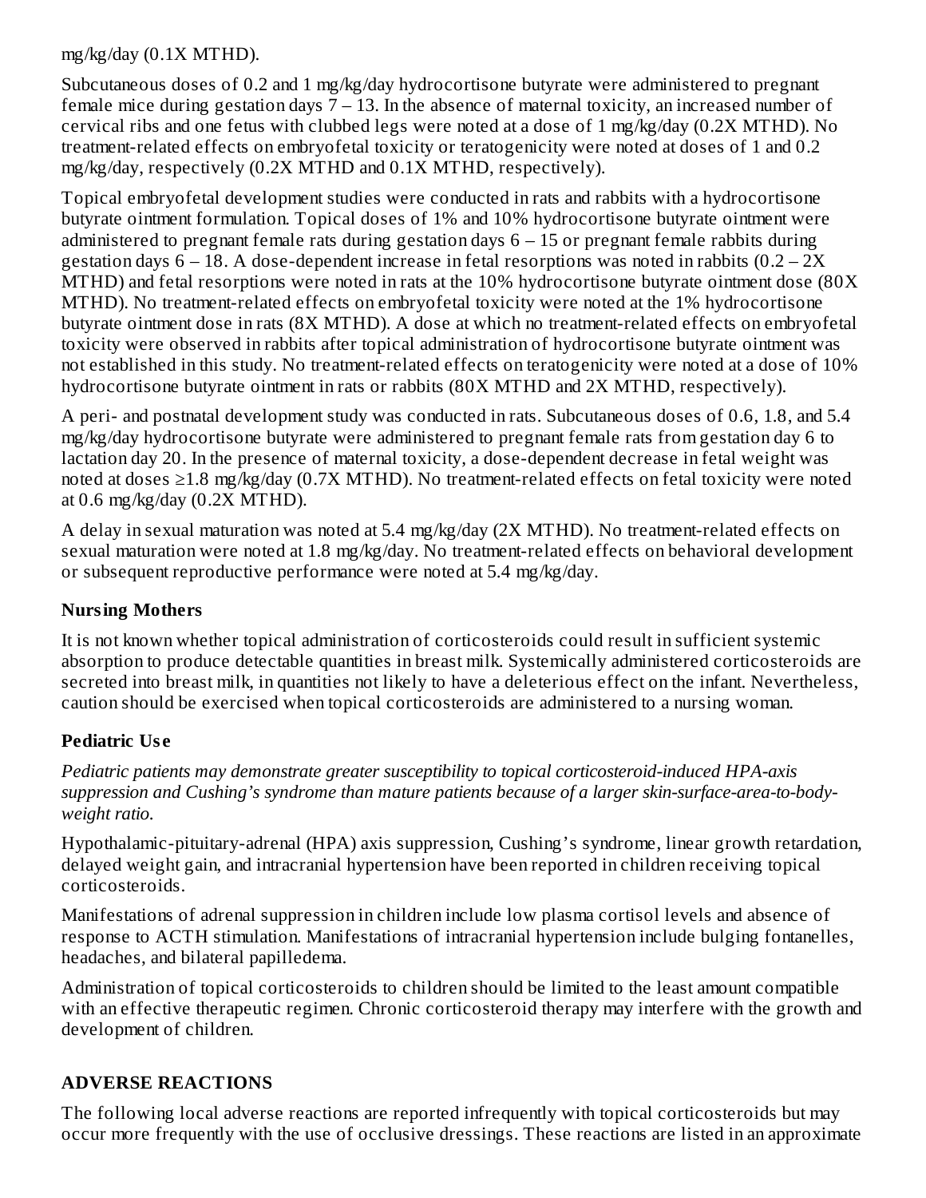mg/kg/day (0.1X MTHD).

Subcutaneous doses of 0.2 and 1 mg/kg/day hydrocortisone butyrate were administered to pregnant female mice during gestation days 7 – 13. In the absence of maternal toxicity, an increased number of cervical ribs and one fetus with clubbed legs were noted at a dose of 1 mg/kg/day (0.2X MTHD). No treatment-related effects on embryofetal toxicity or teratogenicity were noted at doses of 1 and 0.2 mg/kg/day, respectively (0.2X MTHD and 0.1X MTHD, respectively).

Topical embryofetal development studies were conducted in rats and rabbits with a hydrocortisone butyrate ointment formulation. Topical doses of 1% and 10% hydrocortisone butyrate ointment were administered to pregnant female rats during gestation days 6 – 15 or pregnant female rabbits during gestation days 6 – 18. A dose-dependent increase in fetal resorptions was noted in rabbits (0.2 – 2X MTHD) and fetal resorptions were noted in rats at the 10% hydrocortisone butyrate ointment dose (80X MTHD). No treatment-related effects on embryofetal toxicity were noted at the 1% hydrocortisone butyrate ointment dose in rats (8X MTHD). A dose at which no treatment-related effects on embryofetal toxicity were observed in rabbits after topical administration of hydrocortisone butyrate ointment was not established in this study. No treatment-related effects on teratogenicity were noted at a dose of 10% hydrocortisone butyrate ointment in rats or rabbits (80X MTHD and 2X MTHD, respectively).

A peri- and postnatal development study was conducted in rats. Subcutaneous doses of 0.6, 1.8, and 5.4 mg/kg/day hydrocortisone butyrate were administered to pregnant female rats from gestation day 6 to lactation day 20. In the presence of maternal toxicity, a dose-dependent decrease in fetal weight was noted at doses ≥1.8 mg/kg/day (0.7X MTHD). No treatment-related effects on fetal toxicity were noted at 0.6 mg/kg/day (0.2X MTHD).

A delay in sexual maturation was noted at 5.4 mg/kg/day (2X MTHD). No treatment-related effects on sexual maturation were noted at 1.8 mg/kg/day. No treatment-related effects on behavioral development or subsequent reproductive performance were noted at 5.4 mg/kg/day.

### Nursing Mothers

It is not known whether topical administration of corticosteroids could result in sufficient systemic absorption to produce detectable quantities in breast milk. Systemically administered corticosteroids are secreted into breast milk, in quantities not likely to have a deleterious effect on the infant. Nevertheless, caution should be exercised when topical corticosteroids are administered to a nursing woman.

### Pediatric Use

*Pediatric patients may demonstrate greater susceptibility to topical corticosteroid-induced HPA-axis suppression and Cushing's syndrome than mature patients because of a larger skin-surface-area-to-body-weight ratio.*

Hypothalamic-pituitary-adrenal (HPA) axis suppression, Cushing's syndrome, linear growth retardation, delayed weight gain, and intracranial hypertension have been reported in children receiving topical corticosteroids.

Manifestations of adrenal suppression in children include low plasma cortisol levels and absence of response to ACTH stimulation. Manifestations of intracranial hypertension include bulging fontanelles, headaches, and bilateral papilledema.

Administration of topical corticosteroids to children should be limited to the least amount compatible with an effective therapeutic regimen. Chronic corticosteroid therapy may interfere with the growth and development of children.

## ADVERSE REACTIONS

The following local adverse reactions are reported infrequently with topical corticosteroids but may occur more frequently with the use of occlusive dressings. These reactions are listed in an approximate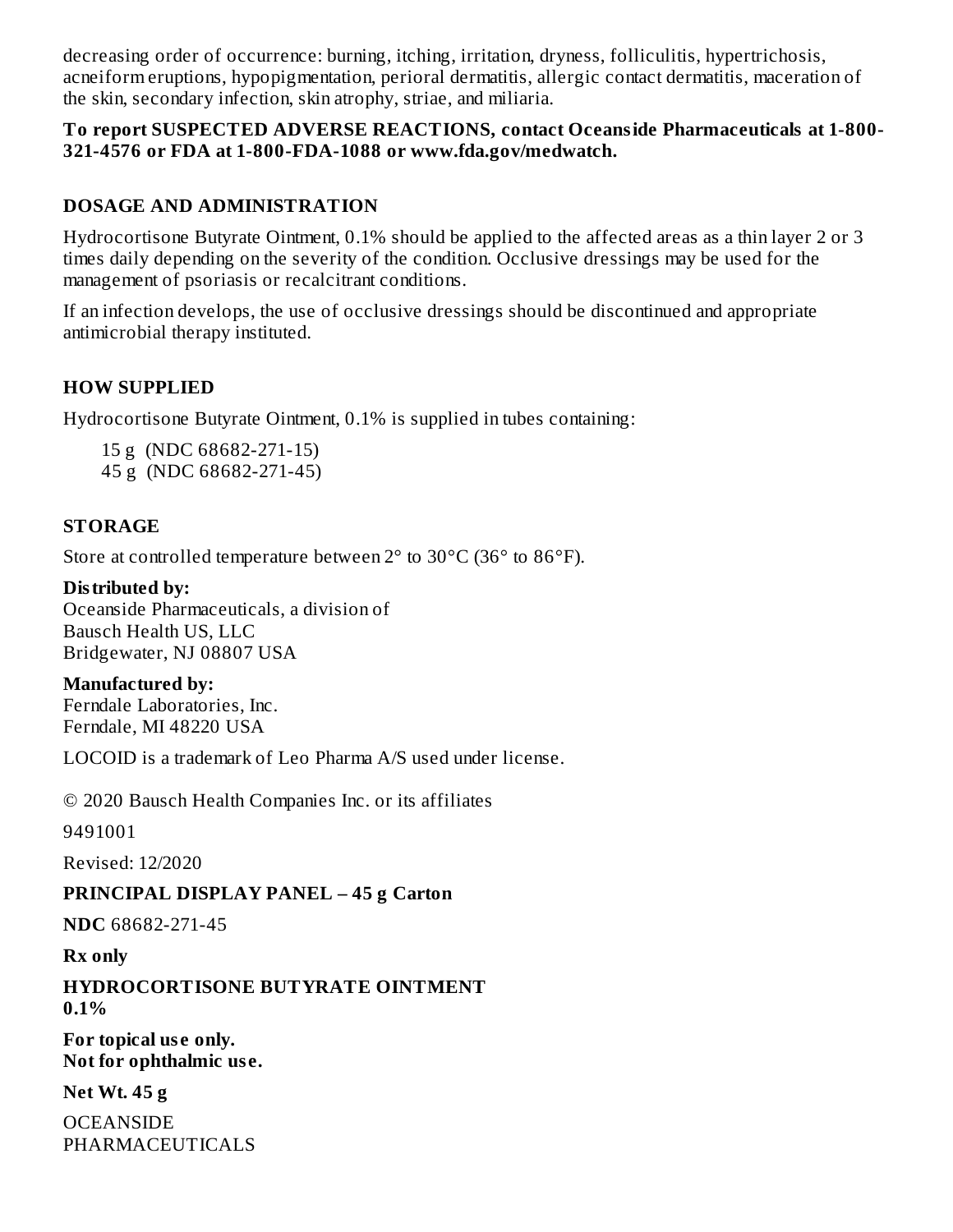decreasing order of occurrence: burning, itching, irritation, dryness, folliculitis, hypertrichosis, acneiform eruptions, hypopigmentation, perioral dermatitis, allergic contact dermatitis, maceration of the skin, secondary infection, skin atrophy, striae, and miliaria.

**To report SUSPECTED ADVERSE REACTIONS, contact Oceanside Pharmaceuticals at 1-800-321-4576 or FDA at 1-800-FDA-1088 or www.fda.gov/medwatch.**

## DOSAGE AND ADMINISTRATION

Hydrocortisone Butyrate Ointment, 0.1% should be applied to the affected areas as a thin layer 2 or 3 times daily depending on the severity of the condition. Occlusive dressings may be used for the management of psoriasis or recalcitrant conditions.

If an infection develops, the use of occlusive dressings should be discontinued and appropriate antimicrobial therapy instituted.

## HOW SUPPLIED

Hydrocortisone Butyrate Ointment, 0.1% is supplied in tubes containing:

15 g (NDC 68682-271-15)
45 g (NDC 68682-271-45)

## STORAGE

Store at controlled temperature between 2° to 30°C (36° to 86°F).

**Distributed by:**
Oceanside Pharmaceuticals, a division of
Bausch Health US, LLC
Bridgewater, NJ 08807 USA

**Manufactured by:**
Ferndale Laboratories, Inc.
Ferndale, MI 48220 USA

LOCOID is a trademark of Leo Pharma A/S used under license.

© 2020 Bausch Health Companies Inc. or its affiliates

9491001

Revised: 12/2020

## PRINCIPAL DISPLAY PANEL – 45 g Carton

**NDC** 68682-271-45

**Rx only**

**HYDROCORTISONE BUTYRATE OINTMENT 0.1%**

**For topical use only.**
**Not for ophthalmic use.**

**Net Wt. 45 g**

OCEANSIDE
PHARMACEUTICALS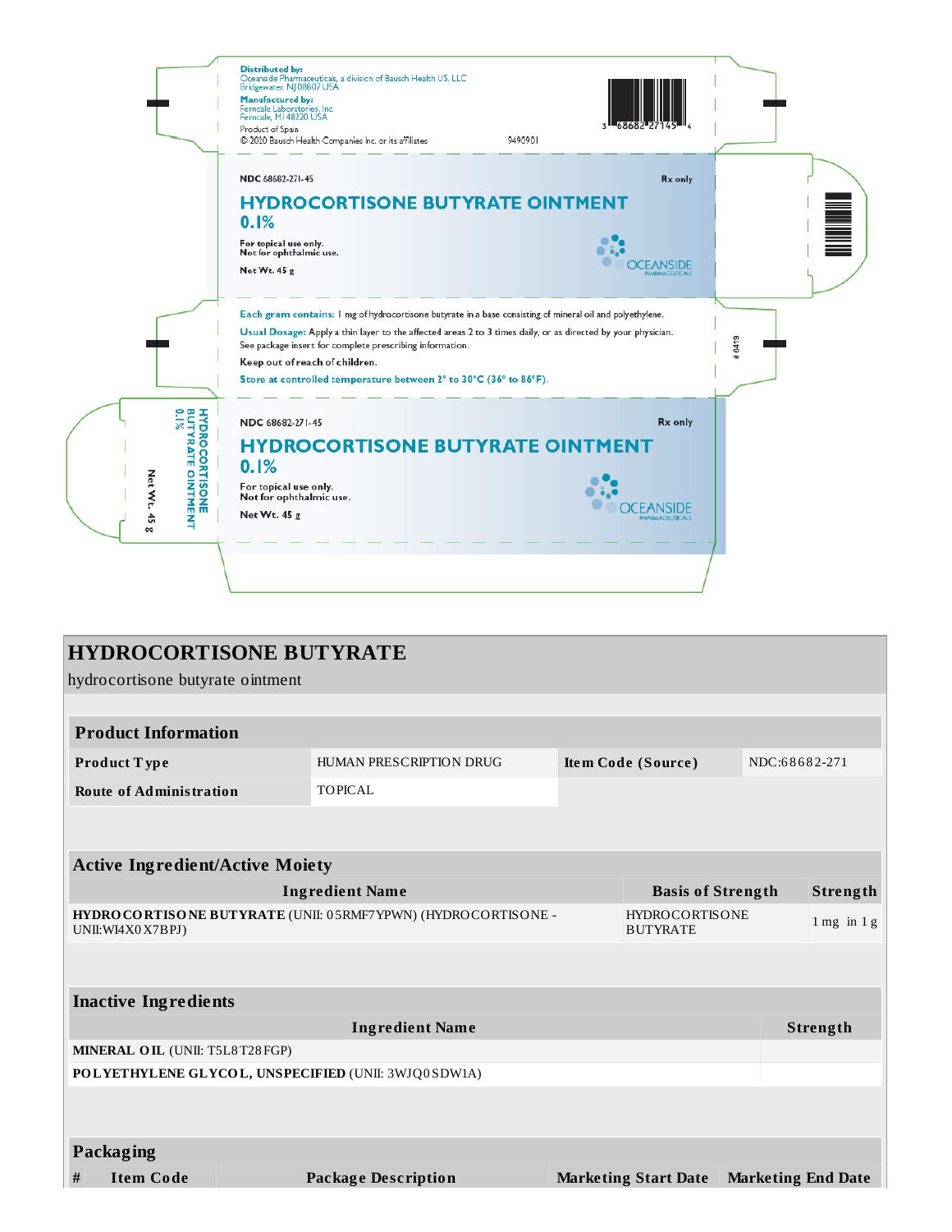Distributed by:
Oceanside Pharmaceuticals, a division of Bausch Health US, LLC
Bridgewater, NJ 08807 USA

Manufactured by:
Ferndale Laboratories, Inc
Ferndale, MI 48220 USA

Product of Spain

© 2020 Bausch Health Companies Inc. or its affiliates

9490901

3 68682 27145 4

NDC 68682-271-45

Rx only

**HYDROCORTISONE BUTYRATE OINTMENT 0.1%**

For topical use only.
Not for ophthalmic use.

Net Wt. 45 g

OCEANSIDE PHARMACEUTICALS

**Each gram contains:** 1 mg of hydrocortisone butyrate in a base consisting of mineral oil and polyethylene.

**Usual Dosage:** Apply a thin layer to the affected areas 2 to 3 times daily, or as directed by your physician. See package insert for complete prescribing information.

Keep out of reach of children.

Store at controlled temperature between 2° to 30°C (36° to 86°F).

# 6419

HYDROCORTISONE BUTYRATE OINTMENT 0.1%

Net Wt. 45 g

NDC 68682-271-45

Rx only

**HYDROCORTISONE BUTYRATE OINTMENT 0.1%**

For topical use only.
Not for ophthalmic use.

Net Wt. 45 g

OCEANSIDE PHARMACEUTICALS

# HYDROCORTISONE BUTYRATE

hydrocortisone butyrate ointment

| Product Information | | | |
|---|---|---|---|
| **Product Type** | HUMAN PRESCRIPTION DRUG | **Item Code (Source)** | NDC:68682-271 |
| **Route of Administration** | TOPICAL | | |

| Active Ingredient/Active Moiety | | |
|---|---|---|
| **Ingredient Name** | **Basis of Strength** | **Strength** |
| **HYDROCORTISONE BUTYRATE** (UNII: 05RMF7YPWN) (HYDROCORTISONE - UNII:WI4X0X7BPJ) | HYDROCORTISONE BUTYRATE | 1 mg in 1 g |

| Inactive Ingredients | |
|---|---|
| **Ingredient Name** | **Strength** |
| **MINERAL OIL** (UNII: T5L8T28FGP) | |
| **POLYETHYLENE GLYCOL, UNSPECIFIED** (UNII: 3WJQ0SDW1A) | |

| Packaging | | | | |
|---|---|---|---|---|
| **#** | **Item Code** | **Package Description** | **Marketing Start Date** | **Marketing End Date** |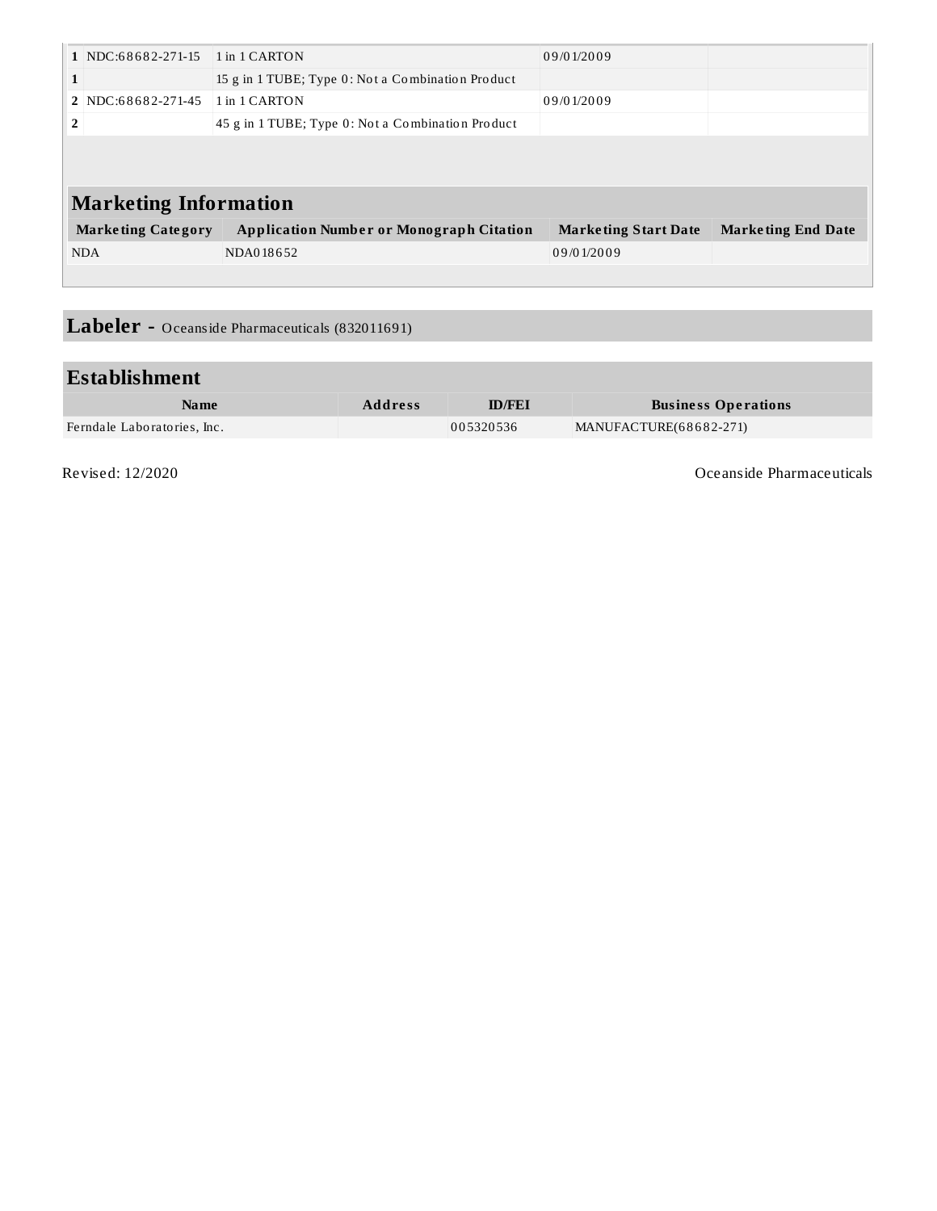| | | | | |
|---|---|---|---|---|
| 1 | NDC:68682-271-15 | 1 in 1 CARTON | 09/01/2009 | |
| 1 | | 15 g in 1 TUBE; Type 0: Not a Combination Product | | |
| 2 | NDC:68682-271-45 | 1 in 1 CARTON | 09/01/2009 | |
| 2 | | 45 g in 1 TUBE; Type 0: Not a Combination Product | | |

## Marketing Information

| Marketing Category | Application Number or Monograph Citation | Marketing Start Date | Marketing End Date |
|---|---|---|---|
| NDA | NDA018652 | 09/01/2009 | |

## Labeler - Oceanside Pharmaceuticals (832011691)

## Establishment

| Name | Address | ID/FEI | Business Operations |
|---|---|---|---|
| Ferndale Laboratories, Inc. | | 005320536 | MANUFACTURE(68682-271) |

Revised: 12/2020

Oceanside Pharmaceuticals